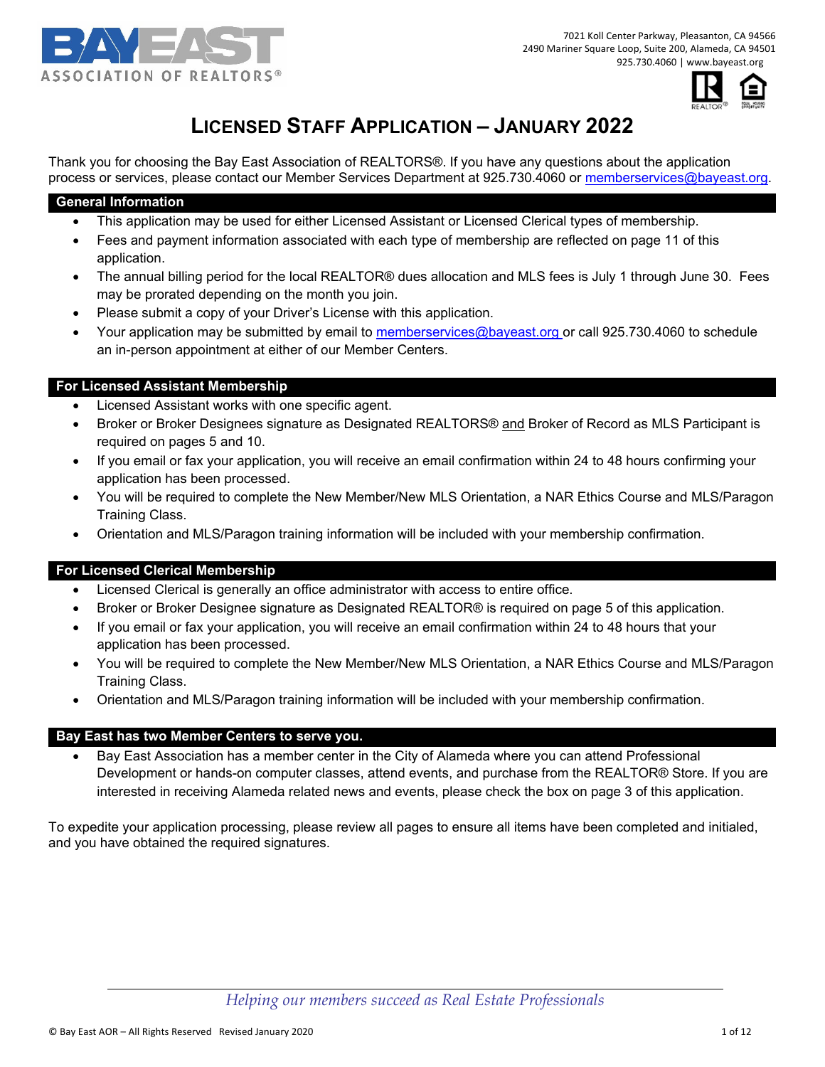BAY EAST ASSOCIATION OF REALTORS®

7021 Koll Center Parkway, Pleasanton, CA 94566
2490 Mariner Square Loop, Suite 200, Alameda, CA 94501
925.730.4060 | www.bayeast.org

# LICENSED STAFF APPLICATION – JANUARY 2022

Thank you for choosing the Bay East Association of REALTORS®. If you have any questions about the application process or services, please contact our Member Services Department at 925.730.4060 or memberservices@bayeast.org.

## General Information

- This application may be used for either Licensed Assistant or Licensed Clerical types of membership.
- Fees and payment information associated with each type of membership are reflected on page 11 of this application.
- The annual billing period for the local REALTOR® dues allocation and MLS fees is July 1 through June 30. Fees may be prorated depending on the month you join.
- Please submit a copy of your Driver's License with this application.
- Your application may be submitted by email to memberservices@bayeast.org or call 925.730.4060 to schedule an in-person appointment at either of our Member Centers.

## For Licensed Assistant Membership

- Licensed Assistant works with one specific agent.
- Broker or Broker Designees signature as Designated REALTORS® and Broker of Record as MLS Participant is required on pages 5 and 10.
- If you email or fax your application, you will receive an email confirmation within 24 to 48 hours confirming your application has been processed.
- You will be required to complete the New Member/New MLS Orientation, a NAR Ethics Course and MLS/Paragon Training Class.
- Orientation and MLS/Paragon training information will be included with your membership confirmation.

## For Licensed Clerical Membership

- Licensed Clerical is generally an office administrator with access to entire office.
- Broker or Broker Designee signature as Designated REALTOR® is required on page 5 of this application.
- If you email or fax your application, you will receive an email confirmation within 24 to 48 hours that your application has been processed.
- You will be required to complete the New Member/New MLS Orientation, a NAR Ethics Course and MLS/Paragon Training Class.
- Orientation and MLS/Paragon training information will be included with your membership confirmation.

## Bay East has two Member Centers to serve you.

- Bay East Association has a member center in the City of Alameda where you can attend Professional Development or hands-on computer classes, attend events, and purchase from the REALTOR® Store. If you are interested in receiving Alameda related news and events, please check the box on page 3 of this application.

To expedite your application processing, please review all pages to ensure all items have been completed and initialed, and you have obtained the required signatures.

*Helping our members succeed as Real Estate Professionals*

© Bay East AOR – All Rights Reserved Revised January 2020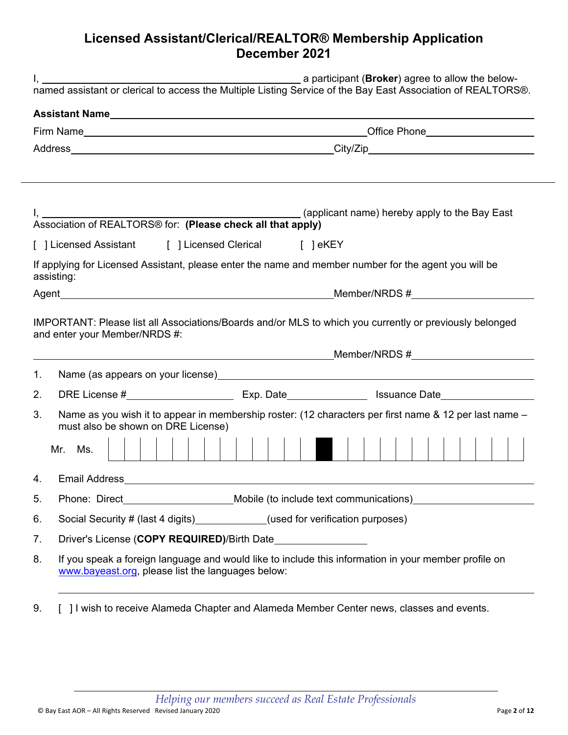# Licensed Assistant/Clerical/REALTOR® Membership Application
## December 2021

I, ______________________________ a participant (**Broker**) agree to allow the below-named assistant or clerical to access the Multiple Listing Service of the Bay East Association of REALTORS®.

**Assistant Name** ______________________________

Firm Name ______________________________ Office Phone ______________

Address ______________________________ City/Zip ______________

---

I, ______________________________ (applicant name) hereby apply to the Bay East Association of REALTORS® for: **(Please check all that apply)**

[ ] Licensed Assistant [ ] Licensed Clerical [ ] eKEY

If applying for Licensed Assistant, please enter the name and member number for the agent you will be assisting:

Agent ______________________________ Member/NRDS # ______________

IMPORTANT: Please list all Associations/Boards and/or MLS to which you currently or previously belonged and enter your Member/NRDS #:

______________________________ Member/NRDS # ______________

1. Name (as appears on your license) ______________________________
2. DRE License # ______________ Exp. Date ______________ Issuance Date ______________
3. Name as you wish it to appear in membership roster: (12 characters per first name & 12 per last name – must also be shown on DRE License)

   Mr. Ms. | | | | | | | | | | | | | ■ | | | | | | | | | | | | |

4. Email Address ______________________________
5. Phone: Direct ______________ Mobile (to include text communications) ______________
6. Social Security # (last 4 digits) ______________ (used for verification purposes)
7. Driver's License (**COPY REQUIRED)**/Birth Date ______________
8. If you speak a foreign language and would like to include this information in your member profile on www.bayeast.org, please list the languages below:

   ______________________________

9. [ ] I wish to receive Alameda Chapter and Alameda Member Center news, classes and events.

*Helping our members succeed as Real Estate Professionals*

© Bay East AOR – All Rights Reserved Revised January 2020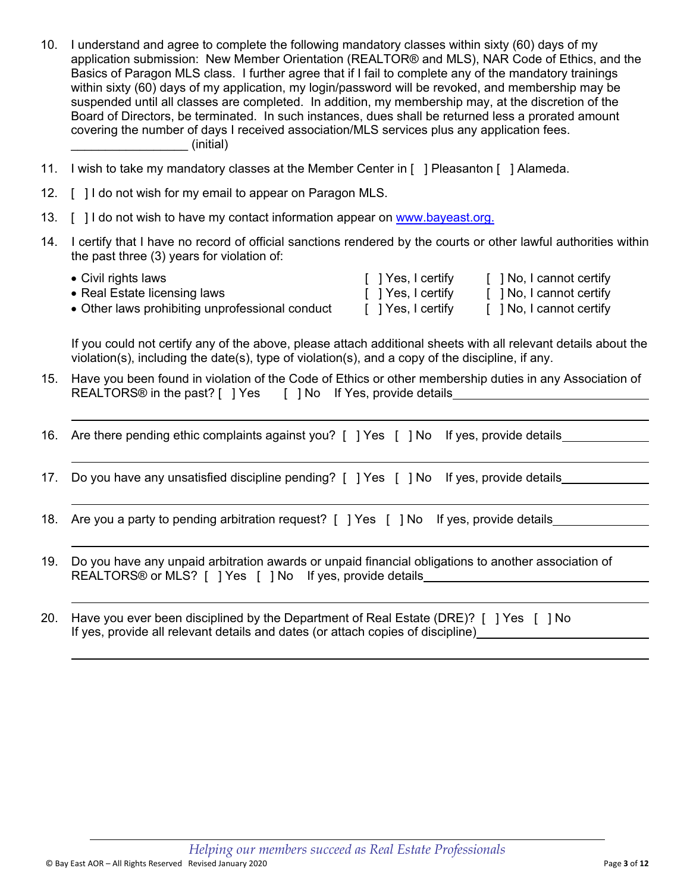10. I understand and agree to complete the following mandatory classes within sixty (60) days of my application submission: New Member Orientation (REALTOR® and MLS), NAR Code of Ethics, and the Basics of Paragon MLS class. I further agree that if I fail to complete any of the mandatory trainings within sixty (60) days of my application, my login/password will be revoked, and membership may be suspended until all classes are completed. In addition, my membership may, at the discretion of the Board of Directors, be terminated. In such instances, dues shall be returned less a prorated amount covering the number of days I received association/MLS services plus any application fees.
_________________ (initial)

11. I wish to take my mandatory classes at the Member Center in [ ] Pleasanton [ ] Alameda.

12. [ ] I do not wish for my email to appear on Paragon MLS.

13. [ ] I do not wish to have my contact information appear on www.bayeast.org.

14. I certify that I have no record of official sanctions rendered by the courts or other lawful authorities within the past three (3) years for violation of:

| | | |
|---|---|---|
| • Civil rights laws | [ ] Yes, I certify | [ ] No, I cannot certify |
| • Real Estate licensing laws | [ ] Yes, I certify | [ ] No, I cannot certify |
| • Other laws prohibiting unprofessional conduct | [ ] Yes, I certify | [ ] No, I cannot certify |

If you could not certify any of the above, please attach additional sheets with all relevant details about the violation(s), including the date(s), type of violation(s), and a copy of the discipline, if any.

15. Have you been found in violation of the Code of Ethics or other membership duties in any Association of REALTORS® in the past? [ ] Yes [ ] No If Yes, provide details______________________________

______________________________________________________________________

16. Are there pending ethic complaints against you? [ ] Yes [ ] No If yes, provide details____________

______________________________________________________________________

17. Do you have any unsatisfied discipline pending? [ ] Yes [ ] No If yes, provide details____________

______________________________________________________________________

18. Are you a party to pending arbitration request? [ ] Yes [ ] No If yes, provide details_____________

______________________________________________________________________

19. Do you have any unpaid arbitration awards or unpaid financial obligations to another association of REALTORS® or MLS? [ ] Yes [ ] No If yes, provide details________________________________

______________________________________________________________________

20. Have you ever been disciplined by the Department of Real Estate (DRE)? [ ] Yes [ ] No
If yes, provide all relevant details and dates (or attach copies of discipline)________________________

______________________________________________________________________

*Helping our members succeed as Real Estate Professionals*

© Bay East AOR – All Rights Reserved Revised January 2020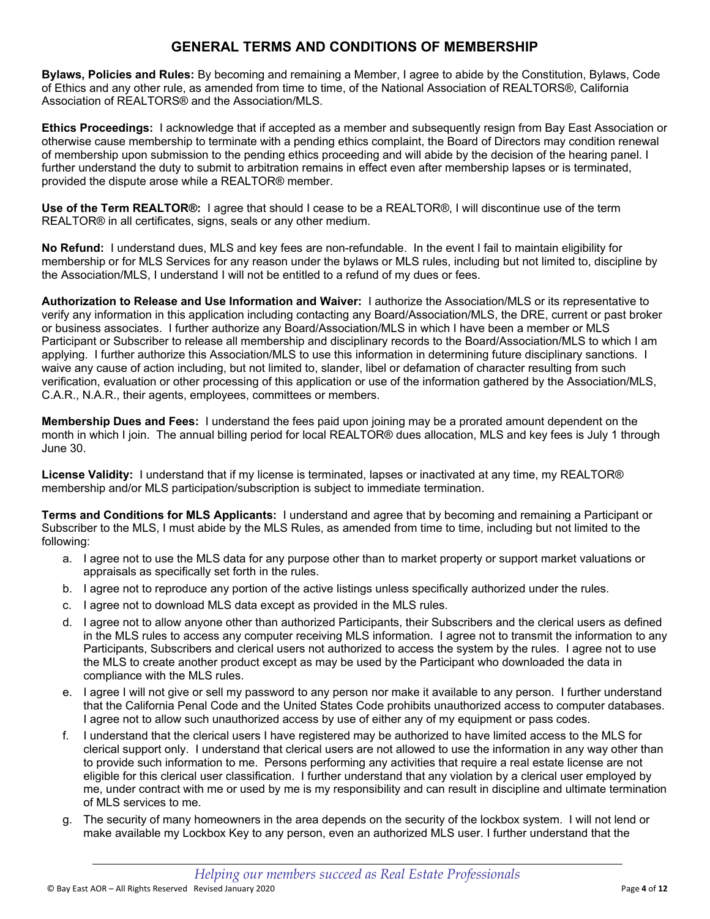# GENERAL TERMS AND CONDITIONS OF MEMBERSHIP

**Bylaws, Policies and Rules:** By becoming and remaining a Member, I agree to abide by the Constitution, Bylaws, Code of Ethics and any other rule, as amended from time to time, of the National Association of REALTORS®, California Association of REALTORS® and the Association/MLS.

**Ethics Proceedings:** I acknowledge that if accepted as a member and subsequently resign from Bay East Association or otherwise cause membership to terminate with a pending ethics complaint, the Board of Directors may condition renewal of membership upon submission to the pending ethics proceeding and will abide by the decision of the hearing panel. I further understand the duty to submit to arbitration remains in effect even after membership lapses or is terminated, provided the dispute arose while a REALTOR® member.

**Use of the Term REALTOR®:** I agree that should I cease to be a REALTOR®, I will discontinue use of the term REALTOR® in all certificates, signs, seals or any other medium.

**No Refund:** I understand dues, MLS and key fees are non-refundable. In the event I fail to maintain eligibility for membership or for MLS Services for any reason under the bylaws or MLS rules, including but not limited to, discipline by the Association/MLS, I understand I will not be entitled to a refund of my dues or fees.

**Authorization to Release and Use Information and Waiver:** I authorize the Association/MLS or its representative to verify any information in this application including contacting any Board/Association/MLS, the DRE, current or past broker or business associates. I further authorize any Board/Association/MLS in which I have been a member or MLS Participant or Subscriber to release all membership and disciplinary records to the Board/Association/MLS to which I am applying. I further authorize this Association/MLS to use this information in determining future disciplinary sanctions. I waive any cause of action including, but not limited to, slander, libel or defamation of character resulting from such verification, evaluation or other processing of this application or use of the information gathered by the Association/MLS, C.A.R., N.A.R., their agents, employees, committees or members.

**Membership Dues and Fees:** I understand the fees paid upon joining may be a prorated amount dependent on the month in which I join. The annual billing period for local REALTOR® dues allocation, MLS and key fees is July 1 through June 30.

**License Validity:** I understand that if my license is terminated, lapses or inactivated at any time, my REALTOR® membership and/or MLS participation/subscription is subject to immediate termination.

**Terms and Conditions for MLS Applicants:** I understand and agree that by becoming and remaining a Participant or Subscriber to the MLS, I must abide by the MLS Rules, as amended from time to time, including but not limited to the following:

a. I agree not to use the MLS data for any purpose other than to market property or support market valuations or appraisals as specifically set forth in the rules.
b. I agree not to reproduce any portion of the active listings unless specifically authorized under the rules.
c. I agree not to download MLS data except as provided in the MLS rules.
d. I agree not to allow anyone other than authorized Participants, their Subscribers and the clerical users as defined in the MLS rules to access any computer receiving MLS information. I agree not to transmit the information to any Participants, Subscribers and clerical users not authorized to access the system by the rules. I agree not to use the MLS to create another product except as may be used by the Participant who downloaded the data in compliance with the MLS rules.
e. I agree I will not give or sell my password to any person nor make it available to any person. I further understand that the California Penal Code and the United States Code prohibits unauthorized access to computer databases. I agree not to allow such unauthorized access by use of either any of my equipment or pass codes.
f. I understand that the clerical users I have registered may be authorized to have limited access to the MLS for clerical support only. I understand that clerical users are not allowed to use the information in any way other than to provide such information to me. Persons performing any activities that require a real estate license are not eligible for this clerical user classification. I further understand that any violation by a clerical user employed by me, under contract with me or used by me is my responsibility and can result in discipline and ultimate termination of MLS services to me.
g. The security of many homeowners in the area depends on the security of the lockbox system. I will not lend or make available my Lockbox Key to any person, even an authorized MLS user. I further understand that the

*Helping our members succeed as Real Estate Professionals*

© Bay East AOR – All Rights Reserved Revised January 2020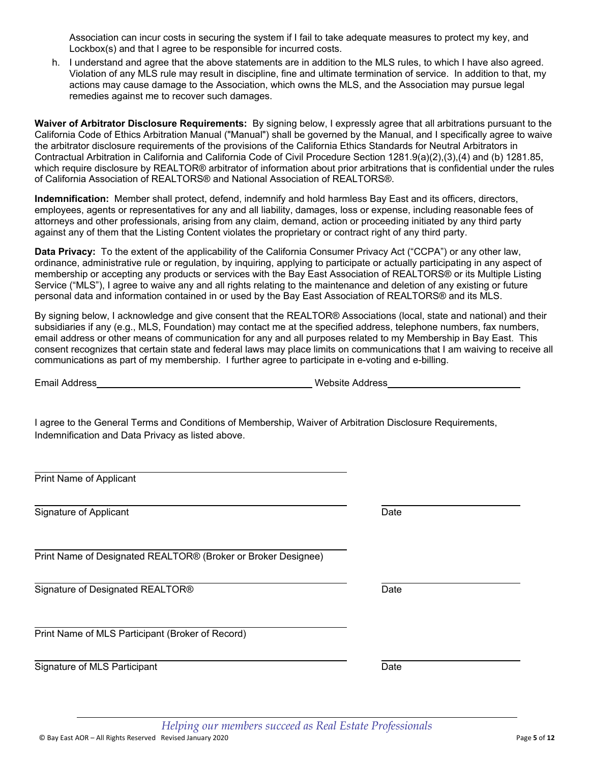Association can incur costs in securing the system if I fail to take adequate measures to protect my key, and Lockbox(s) and that I agree to be responsible for incurred costs.

h. I understand and agree that the above statements are in addition to the MLS rules, to which I have also agreed. Violation of any MLS rule may result in discipline, fine and ultimate termination of service. In addition to that, my actions may cause damage to the Association, which owns the MLS, and the Association may pursue legal remedies against me to recover such damages.

**Waiver of Arbitrator Disclosure Requirements:** By signing below, I expressly agree that all arbitrations pursuant to the California Code of Ethics Arbitration Manual ("Manual") shall be governed by the Manual, and I specifically agree to waive the arbitrator disclosure requirements of the provisions of the California Ethics Standards for Neutral Arbitrators in Contractual Arbitration in California and California Code of Civil Procedure Section 1281.9(a)(2),(3),(4) and (b) 1281.85, which require disclosure by REALTOR® arbitrator of information about prior arbitrations that is confidential under the rules of California Association of REALTORS® and National Association of REALTORS®.

**Indemnification:** Member shall protect, defend, indemnify and hold harmless Bay East and its officers, directors, employees, agents or representatives for any and all liability, damages, loss or expense, including reasonable fees of attorneys and other professionals, arising from any claim, demand, action or proceeding initiated by any third party against any of them that the Listing Content violates the proprietary or contract right of any third party.

**Data Privacy:** To the extent of the applicability of the California Consumer Privacy Act ("CCPA") or any other law, ordinance, administrative rule or regulation, by inquiring, applying to participate or actually participating in any aspect of membership or accepting any products or services with the Bay East Association of REALTORS® or its Multiple Listing Service ("MLS"), I agree to waive any and all rights relating to the maintenance and deletion of any existing or future personal data and information contained in or used by the Bay East Association of REALTORS® and its MLS.

By signing below, I acknowledge and give consent that the REALTOR® Associations (local, state and national) and their subsidiaries if any (e.g., MLS, Foundation) may contact me at the specified address, telephone numbers, fax numbers, email address or other means of communication for any and all purposes related to my Membership in Bay East. This consent recognizes that certain state and federal laws may place limits on communications that I am waiving to receive all communications as part of my membership. I further agree to participate in e-voting and e-billing.

Email Address\_\_\_\_\_\_\_\_\_\_\_\_\_\_\_\_\_\_\_\_\_\_\_\_\_\_\_\_\_\_\_\_\_\_\_\_\_\_\_\_ Website Address\_\_\_\_\_\_\_\_\_\_\_\_\_\_\_\_\_\_\_\_\_\_\_\_\_\_

I agree to the General Terms and Conditions of Membership, Waiver of Arbitration Disclosure Requirements, Indemnification and Data Privacy as listed above.

\_\_\_\_\_\_\_\_\_\_\_\_\_\_\_\_\_\_\_\_\_\_\_\_\_\_\_\_\_\_\_\_\_\_\_\_\_\_\_\_\_\_\_\_\_\_\_\_\_\_\_\_\_\_
Print Name of Applicant

\_\_\_\_\_\_\_\_\_\_\_\_\_\_\_\_\_\_\_\_\_\_\_\_\_\_\_\_\_\_\_\_\_\_\_\_\_\_\_\_\_\_\_\_\_\_\_\_\_\_\_\_\_\_ \_\_\_\_\_\_\_\_\_\_\_\_\_\_\_\_\_\_\_\_\_\_\_\_
Signature of Applicant Date

\_\_\_\_\_\_\_\_\_\_\_\_\_\_\_\_\_\_\_\_\_\_\_\_\_\_\_\_\_\_\_\_\_\_\_\_\_\_\_\_\_\_\_\_\_\_\_\_\_\_\_\_\_\_
Print Name of Designated REALTOR® (Broker or Broker Designee)

\_\_\_\_\_\_\_\_\_\_\_\_\_\_\_\_\_\_\_\_\_\_\_\_\_\_\_\_\_\_\_\_\_\_\_\_\_\_\_\_\_\_\_\_\_\_\_\_\_\_\_\_\_\_ \_\_\_\_\_\_\_\_\_\_\_\_\_\_\_\_\_\_\_\_\_\_\_\_
Signature of Designated REALTOR® Date

\_\_\_\_\_\_\_\_\_\_\_\_\_\_\_\_\_\_\_\_\_\_\_\_\_\_\_\_\_\_\_\_\_\_\_\_\_\_\_\_\_\_\_\_\_\_\_\_\_\_\_\_\_\_
Print Name of MLS Participant (Broker of Record)

\_\_\_\_\_\_\_\_\_\_\_\_\_\_\_\_\_\_\_\_\_\_\_\_\_\_\_\_\_\_\_\_\_\_\_\_\_\_\_\_\_\_\_\_\_\_\_\_\_\_\_\_\_\_ \_\_\_\_\_\_\_\_\_\_\_\_\_\_\_\_\_\_\_\_\_\_\_\_
Signature of MLS Participant Date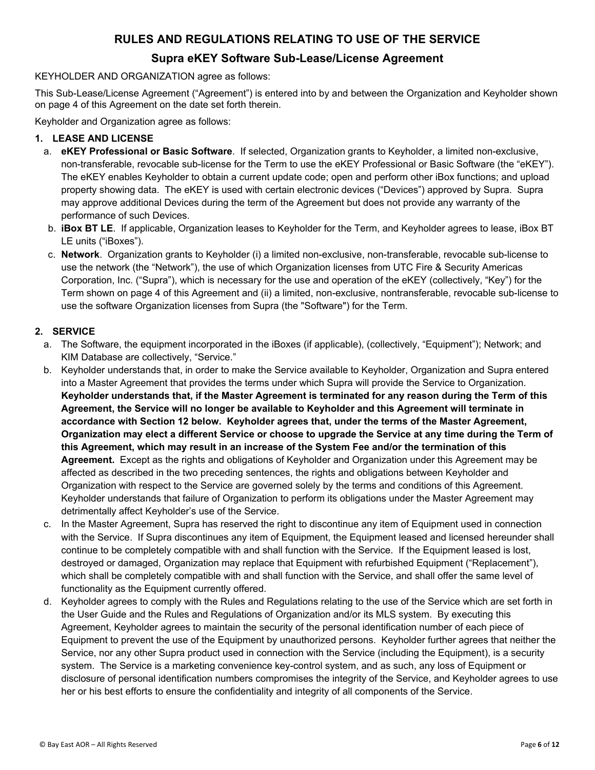# RULES AND REGULATIONS RELATING TO USE OF THE SERVICE

## Supra eKEY Software Sub-Lease/License Agreement

KEYHOLDER AND ORGANIZATION agree as follows:

This Sub-Lease/License Agreement ("Agreement") is entered into by and between the Organization and Keyholder shown on page 4 of this Agreement on the date set forth therein.

Keyholder and Organization agree as follows:

### 1. LEASE AND LICENSE

a. **eKEY Professional or Basic Software**. If selected, Organization grants to Keyholder, a limited non-exclusive, non-transferable, revocable sub-license for the Term to use the eKEY Professional or Basic Software (the "eKEY"). The eKEY enables Keyholder to obtain a current update code; open and perform other iBox functions; and upload property showing data. The eKEY is used with certain electronic devices ("Devices") approved by Supra. Supra may approve additional Devices during the term of the Agreement but does not provide any warranty of the performance of such Devices.

b. **iBox BT LE**. If applicable, Organization leases to Keyholder for the Term, and Keyholder agrees to lease, iBox BT LE units ("iBoxes").

c. **Network**. Organization grants to Keyholder (i) a limited non-exclusive, non-transferable, revocable sub-license to use the network (the "Network"), the use of which Organization licenses from UTC Fire & Security Americas Corporation, Inc. ("Supra"), which is necessary for the use and operation of the eKEY (collectively, "Key") for the Term shown on page 4 of this Agreement and (ii) a limited, non-exclusive, nontransferable, revocable sub-license to use the software Organization licenses from Supra (the "Software") for the Term.

### 2. SERVICE

a. The Software, the equipment incorporated in the iBoxes (if applicable), (collectively, "Equipment"); Network; and KIM Database are collectively, "Service."

b. Keyholder understands that, in order to make the Service available to Keyholder, Organization and Supra entered into a Master Agreement that provides the terms under which Supra will provide the Service to Organization. **Keyholder understands that, if the Master Agreement is terminated for any reason during the Term of this Agreement, the Service will no longer be available to Keyholder and this Agreement will terminate in accordance with Section 12 below. Keyholder agrees that, under the terms of the Master Agreement, Organization may elect a different Service or choose to upgrade the Service at any time during the Term of this Agreement, which may result in an increase of the System Fee and/or the termination of this Agreement.** Except as the rights and obligations of Keyholder and Organization under this Agreement may be affected as described in the two preceding sentences, the rights and obligations between Keyholder and Organization with respect to the Service are governed solely by the terms and conditions of this Agreement. Keyholder understands that failure of Organization to perform its obligations under the Master Agreement may detrimentally affect Keyholder's use of the Service.

c. In the Master Agreement, Supra has reserved the right to discontinue any item of Equipment used in connection with the Service. If Supra discontinues any item of Equipment, the Equipment leased and licensed hereunder shall continue to be completely compatible with and shall function with the Service. If the Equipment leased is lost, destroyed or damaged, Organization may replace that Equipment with refurbished Equipment ("Replacement"), which shall be completely compatible with and shall function with the Service, and shall offer the same level of functionality as the Equipment currently offered.

d. Keyholder agrees to comply with the Rules and Regulations relating to the use of the Service which are set forth in the User Guide and the Rules and Regulations of Organization and/or its MLS system. By executing this Agreement, Keyholder agrees to maintain the security of the personal identification number of each piece of Equipment to prevent the use of the Equipment by unauthorized persons. Keyholder further agrees that neither the Service, nor any other Supra product used in connection with the Service (including the Equipment), is a security system. The Service is a marketing convenience key-control system, and as such, any loss of Equipment or disclosure of personal identification numbers compromises the integrity of the Service, and Keyholder agrees to use her or his best efforts to ensure the confidentiality and integrity of all components of the Service.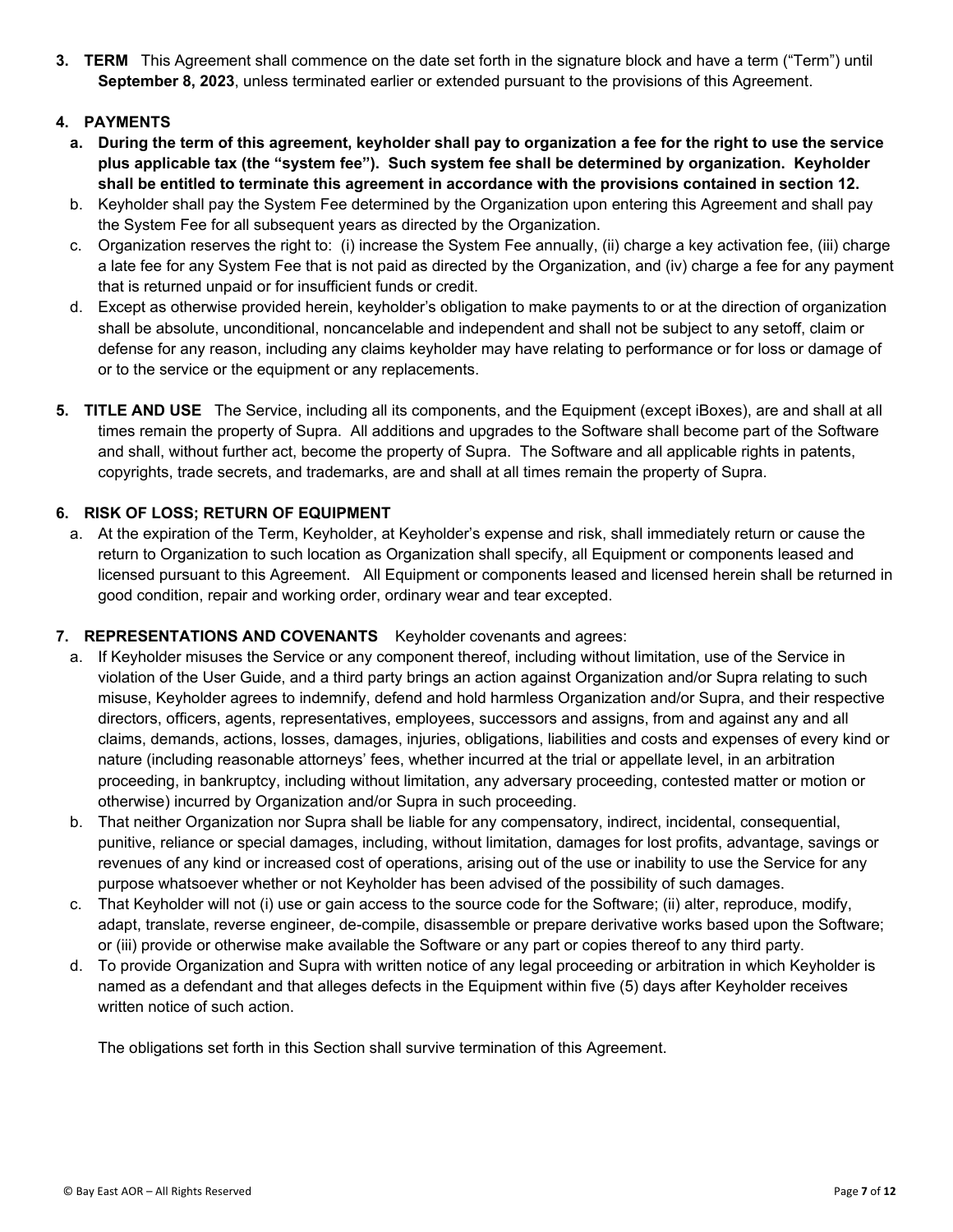**3. TERM** This Agreement shall commence on the date set forth in the signature block and have a term ("Term") until **September 8, 2023**, unless terminated earlier or extended pursuant to the provisions of this Agreement.

**4. PAYMENTS**

a. **During the term of this agreement, keyholder shall pay to organization a fee for the right to use the service plus applicable tax (the "system fee"). Such system fee shall be determined by organization. Keyholder shall be entitled to terminate this agreement in accordance with the provisions contained in section 12.**

b. Keyholder shall pay the System Fee determined by the Organization upon entering this Agreement and shall pay the System Fee for all subsequent years as directed by the Organization.

c. Organization reserves the right to: (i) increase the System Fee annually, (ii) charge a key activation fee, (iii) charge a late fee for any System Fee that is not paid as directed by the Organization, and (iv) charge a fee for any payment that is returned unpaid or for insufficient funds or credit.

d. Except as otherwise provided herein, keyholder's obligation to make payments to or at the direction of organization shall be absolute, unconditional, noncancelable and independent and shall not be subject to any setoff, claim or defense for any reason, including any claims keyholder may have relating to performance or for loss or damage of or to the service or the equipment or any replacements.

**5. TITLE AND USE** The Service, including all its components, and the Equipment (except iBoxes), are and shall at all times remain the property of Supra. All additions and upgrades to the Software shall become part of the Software and shall, without further act, become the property of Supra. The Software and all applicable rights in patents, copyrights, trade secrets, and trademarks, are and shall at all times remain the property of Supra.

**6. RISK OF LOSS; RETURN OF EQUIPMENT**

a. At the expiration of the Term, Keyholder, at Keyholder's expense and risk, shall immediately return or cause the return to Organization to such location as Organization shall specify, all Equipment or components leased and licensed pursuant to this Agreement. All Equipment or components leased and licensed herein shall be returned in good condition, repair and working order, ordinary wear and tear excepted.

**7. REPRESENTATIONS AND COVENANTS** Keyholder covenants and agrees:

a. If Keyholder misuses the Service or any component thereof, including without limitation, use of the Service in violation of the User Guide, and a third party brings an action against Organization and/or Supra relating to such misuse, Keyholder agrees to indemnify, defend and hold harmless Organization and/or Supra, and their respective directors, officers, agents, representatives, employees, successors and assigns, from and against any and all claims, demands, actions, losses, damages, injuries, obligations, liabilities and costs and expenses of every kind or nature (including reasonable attorneys' fees, whether incurred at the trial or appellate level, in an arbitration proceeding, in bankruptcy, including without limitation, any adversary proceeding, contested matter or motion or otherwise) incurred by Organization and/or Supra in such proceeding.

b. That neither Organization nor Supra shall be liable for any compensatory, indirect, incidental, consequential, punitive, reliance or special damages, including, without limitation, damages for lost profits, advantage, savings or revenues of any kind or increased cost of operations, arising out of the use or inability to use the Service for any purpose whatsoever whether or not Keyholder has been advised of the possibility of such damages.

c. That Keyholder will not (i) use or gain access to the source code for the Software; (ii) alter, reproduce, modify, adapt, translate, reverse engineer, de-compile, disassemble or prepare derivative works based upon the Software; or (iii) provide or otherwise make available the Software or any part or copies thereof to any third party.

d. To provide Organization and Supra with written notice of any legal proceeding or arbitration in which Keyholder is named as a defendant and that alleges defects in the Equipment within five (5) days after Keyholder receives written notice of such action.

The obligations set forth in this Section shall survive termination of this Agreement.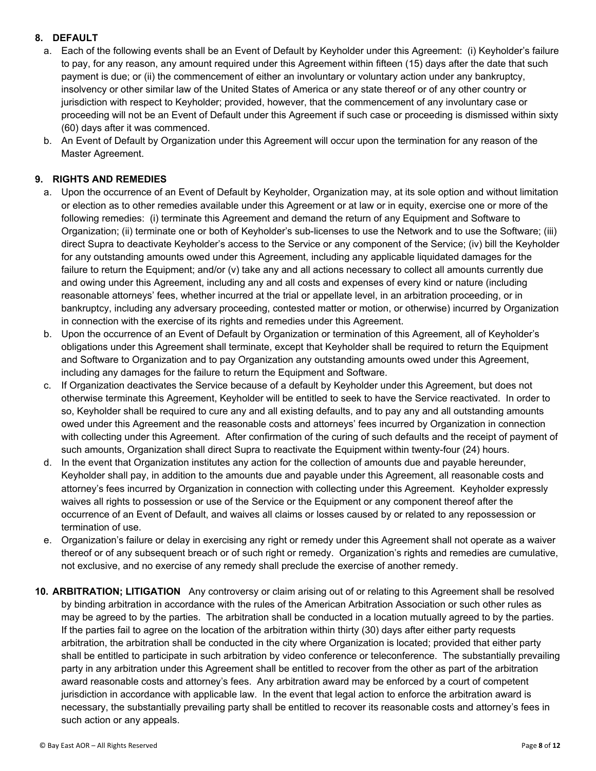## 8. DEFAULT

a. Each of the following events shall be an Event of Default by Keyholder under this Agreement: (i) Keyholder's failure to pay, for any reason, any amount required under this Agreement within fifteen (15) days after the date that such payment is due; or (ii) the commencement of either an involuntary or voluntary action under any bankruptcy, insolvency or other similar law of the United States of America or any state thereof or of any other country or jurisdiction with respect to Keyholder; provided, however, that the commencement of any involuntary case or proceeding will not be an Event of Default under this Agreement if such case or proceeding is dismissed within sixty (60) days after it was commenced.

b. An Event of Default by Organization under this Agreement will occur upon the termination for any reason of the Master Agreement.

## 9. RIGHTS AND REMEDIES

a. Upon the occurrence of an Event of Default by Keyholder, Organization may, at its sole option and without limitation or election as to other remedies available under this Agreement or at law or in equity, exercise one or more of the following remedies: (i) terminate this Agreement and demand the return of any Equipment and Software to Organization; (ii) terminate one or both of Keyholder's sub-licenses to use the Network and to use the Software; (iii) direct Supra to deactivate Keyholder's access to the Service or any component of the Service; (iv) bill the Keyholder for any outstanding amounts owed under this Agreement, including any applicable liquidated damages for the failure to return the Equipment; and/or (v) take any and all actions necessary to collect all amounts currently due and owing under this Agreement, including any and all costs and expenses of every kind or nature (including reasonable attorneys' fees, whether incurred at the trial or appellate level, in an arbitration proceeding, or in bankruptcy, including any adversary proceeding, contested matter or motion, or otherwise) incurred by Organization in connection with the exercise of its rights and remedies under this Agreement.

b. Upon the occurrence of an Event of Default by Organization or termination of this Agreement, all of Keyholder's obligations under this Agreement shall terminate, except that Keyholder shall be required to return the Equipment and Software to Organization and to pay Organization any outstanding amounts owed under this Agreement, including any damages for the failure to return the Equipment and Software.

c. If Organization deactivates the Service because of a default by Keyholder under this Agreement, but does not otherwise terminate this Agreement, Keyholder will be entitled to seek to have the Service reactivated. In order to so, Keyholder shall be required to cure any and all existing defaults, and to pay any and all outstanding amounts owed under this Agreement and the reasonable costs and attorneys' fees incurred by Organization in connection with collecting under this Agreement. After confirmation of the curing of such defaults and the receipt of payment of such amounts, Organization shall direct Supra to reactivate the Equipment within twenty-four (24) hours.

d. In the event that Organization institutes any action for the collection of amounts due and payable hereunder, Keyholder shall pay, in addition to the amounts due and payable under this Agreement, all reasonable costs and attorney's fees incurred by Organization in connection with collecting under this Agreement. Keyholder expressly waives all rights to possession or use of the Service or the Equipment or any component thereof after the occurrence of an Event of Default, and waives all claims or losses caused by or related to any repossession or termination of use.

e. Organization's failure or delay in exercising any right or remedy under this Agreement shall not operate as a waiver thereof or of any subsequent breach or of such right or remedy. Organization's rights and remedies are cumulative, not exclusive, and no exercise of any remedy shall preclude the exercise of another remedy.

**10. ARBITRATION; LITIGATION** Any controversy or claim arising out of or relating to this Agreement shall be resolved by binding arbitration in accordance with the rules of the American Arbitration Association or such other rules as may be agreed to by the parties. The arbitration shall be conducted in a location mutually agreed to by the parties. If the parties fail to agree on the location of the arbitration within thirty (30) days after either party requests arbitration, the arbitration shall be conducted in the city where Organization is located; provided that either party shall be entitled to participate in such arbitration by video conference or teleconference. The substantially prevailing party in any arbitration under this Agreement shall be entitled to recover from the other as part of the arbitration award reasonable costs and attorney's fees. Any arbitration award may be enforced by a court of competent jurisdiction in accordance with applicable law. In the event that legal action to enforce the arbitration award is necessary, the substantially prevailing party shall be entitled to recover its reasonable costs and attorney's fees in such action or any appeals.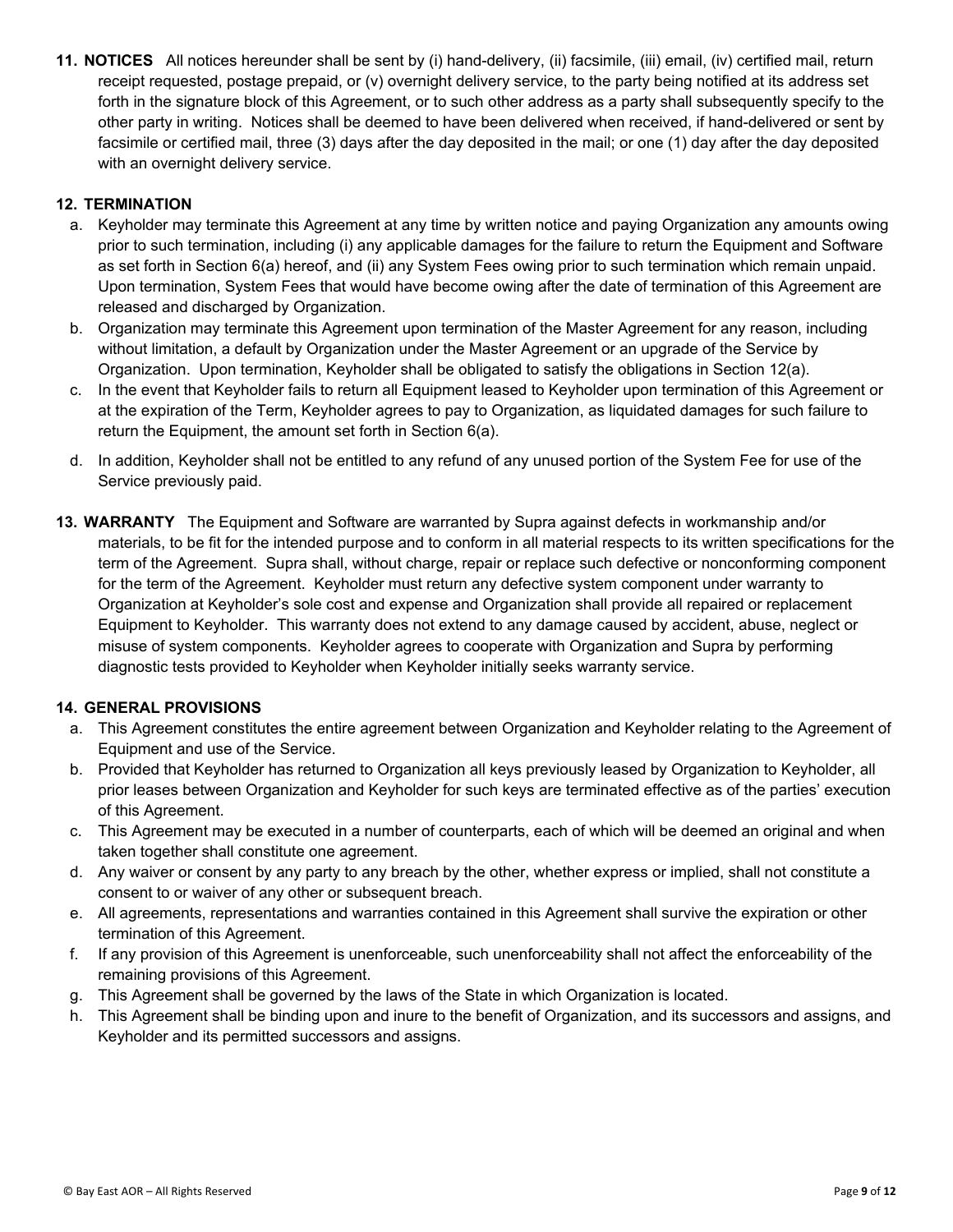**11. NOTICES** All notices hereunder shall be sent by (i) hand-delivery, (ii) facsimile, (iii) email, (iv) certified mail, return receipt requested, postage prepaid, or (v) overnight delivery service, to the party being notified at its address set forth in the signature block of this Agreement, or to such other address as a party shall subsequently specify to the other party in writing. Notices shall be deemed to have been delivered when received, if hand-delivered or sent by facsimile or certified mail, three (3) days after the day deposited in the mail; or one (1) day after the day deposited with an overnight delivery service.

**12. TERMINATION**

a. Keyholder may terminate this Agreement at any time by written notice and paying Organization any amounts owing prior to such termination, including (i) any applicable damages for the failure to return the Equipment and Software as set forth in Section 6(a) hereof, and (ii) any System Fees owing prior to such termination which remain unpaid. Upon termination, System Fees that would have become owing after the date of termination of this Agreement are released and discharged by Organization.

b. Organization may terminate this Agreement upon termination of the Master Agreement for any reason, including without limitation, a default by Organization under the Master Agreement or an upgrade of the Service by Organization. Upon termination, Keyholder shall be obligated to satisfy the obligations in Section 12(a).

c. In the event that Keyholder fails to return all Equipment leased to Keyholder upon termination of this Agreement or at the expiration of the Term, Keyholder agrees to pay to Organization, as liquidated damages for such failure to return the Equipment, the amount set forth in Section 6(a).

d. In addition, Keyholder shall not be entitled to any refund of any unused portion of the System Fee for use of the Service previously paid.

**13. WARRANTY** The Equipment and Software are warranted by Supra against defects in workmanship and/or materials, to be fit for the intended purpose and to conform in all material respects to its written specifications for the term of the Agreement. Supra shall, without charge, repair or replace such defective or nonconforming component for the term of the Agreement. Keyholder must return any defective system component under warranty to Organization at Keyholder's sole cost and expense and Organization shall provide all repaired or replacement Equipment to Keyholder. This warranty does not extend to any damage caused by accident, abuse, neglect or misuse of system components. Keyholder agrees to cooperate with Organization and Supra by performing diagnostic tests provided to Keyholder when Keyholder initially seeks warranty service.

**14. GENERAL PROVISIONS**

a. This Agreement constitutes the entire agreement between Organization and Keyholder relating to the Agreement of Equipment and use of the Service.

b. Provided that Keyholder has returned to Organization all keys previously leased by Organization to Keyholder, all prior leases between Organization and Keyholder for such keys are terminated effective as of the parties' execution of this Agreement.

c. This Agreement may be executed in a number of counterparts, each of which will be deemed an original and when taken together shall constitute one agreement.

d. Any waiver or consent by any party to any breach by the other, whether express or implied, shall not constitute a consent to or waiver of any other or subsequent breach.

e. All agreements, representations and warranties contained in this Agreement shall survive the expiration or other termination of this Agreement.

f. If any provision of this Agreement is unenforceable, such unenforceability shall not affect the enforceability of the remaining provisions of this Agreement.

g. This Agreement shall be governed by the laws of the State in which Organization is located.

h. This Agreement shall be binding upon and inure to the benefit of Organization, and its successors and assigns, and Keyholder and its permitted successors and assigns.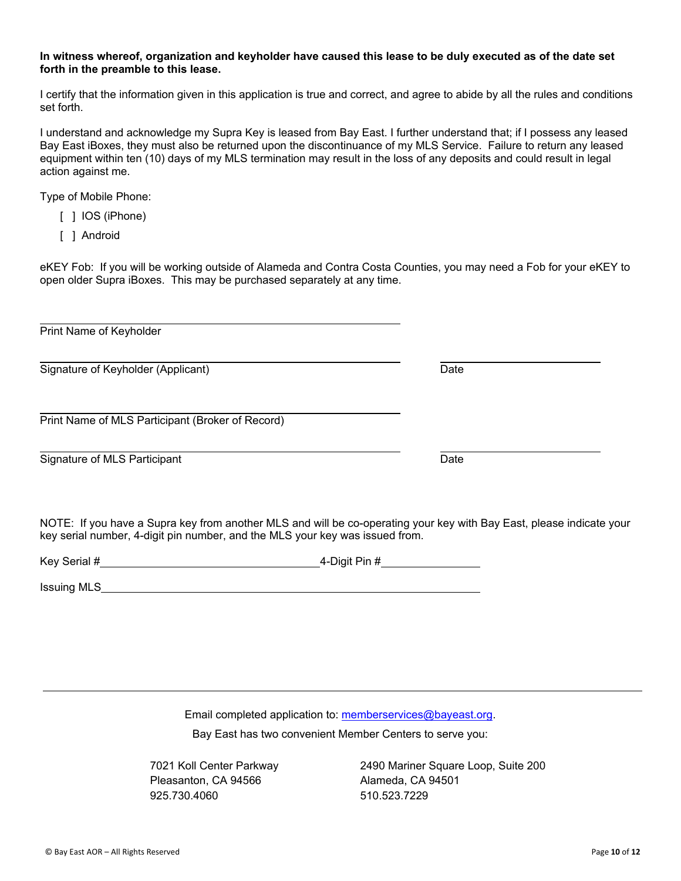**In witness whereof, organization and keyholder have caused this lease to be duly executed as of the date set forth in the preamble to this lease.**

I certify that the information given in this application is true and correct, and agree to abide by all the rules and conditions set forth.

I understand and acknowledge my Supra Key is leased from Bay East. I further understand that; if I possess any leased Bay East iBoxes, they must also be returned upon the discontinuance of my MLS Service. Failure to return any leased equipment within ten (10) days of my MLS termination may result in the loss of any deposits and could result in legal action against me.

Type of Mobile Phone:

- [ ] IOS (iPhone)
- [ ] Android

eKEY Fob: If you will be working outside of Alameda and Contra Costa Counties, you may need a Fob for your eKEY to open older Supra iBoxes. This may be purchased separately at any time.

\_\_\_\_\_\_\_\_\_\_\_\_\_\_\_\_\_\_\_\_\_\_\_\_\_\_\_\_\_\_\_\_\_\_\_\_\_\_\_\_\_\_
Print Name of Keyholder

\_\_\_\_\_\_\_\_\_\_\_\_\_\_\_\_\_\_\_\_\_\_\_\_\_\_\_\_\_\_\_\_\_\_\_\_\_\_\_\_\_\_ \_\_\_\_\_\_\_\_\_\_\_\_\_\_\_\_\_\_\_\_
Signature of Keyholder (Applicant) Date

\_\_\_\_\_\_\_\_\_\_\_\_\_\_\_\_\_\_\_\_\_\_\_\_\_\_\_\_\_\_\_\_\_\_\_\_\_\_\_\_\_\_
Print Name of MLS Participant (Broker of Record)

\_\_\_\_\_\_\_\_\_\_\_\_\_\_\_\_\_\_\_\_\_\_\_\_\_\_\_\_\_\_\_\_\_\_\_\_\_\_\_\_\_\_ \_\_\_\_\_\_\_\_\_\_\_\_\_\_\_\_\_\_\_\_
Signature of MLS Participant Date

NOTE: If you have a Supra key from another MLS and will be co-operating your key with Bay East, please indicate your key serial number, 4-digit pin number, and the MLS your key was issued from.

Key Serial #\_\_\_\_\_\_\_\_\_\_\_\_\_\_\_\_\_\_\_\_\_\_\_\_\_\_\_\_\_\_ 4-Digit Pin #\_\_\_\_\_\_\_\_\_\_\_\_\_\_

Issuing MLS\_\_\_\_\_\_\_\_\_\_\_\_\_\_\_\_\_\_\_\_\_\_\_\_\_\_\_\_\_\_\_\_\_\_\_\_\_\_\_\_\_\_\_\_\_\_\_\_\_\_

---

Email completed application to: memberservices@bayeast.org.

Bay East has two convenient Member Centers to serve you:

7021 Koll Center Parkway
Pleasanton, CA 94566
925.730.4060

2490 Mariner Square Loop, Suite 200
Alameda, CA 94501
510.523.7229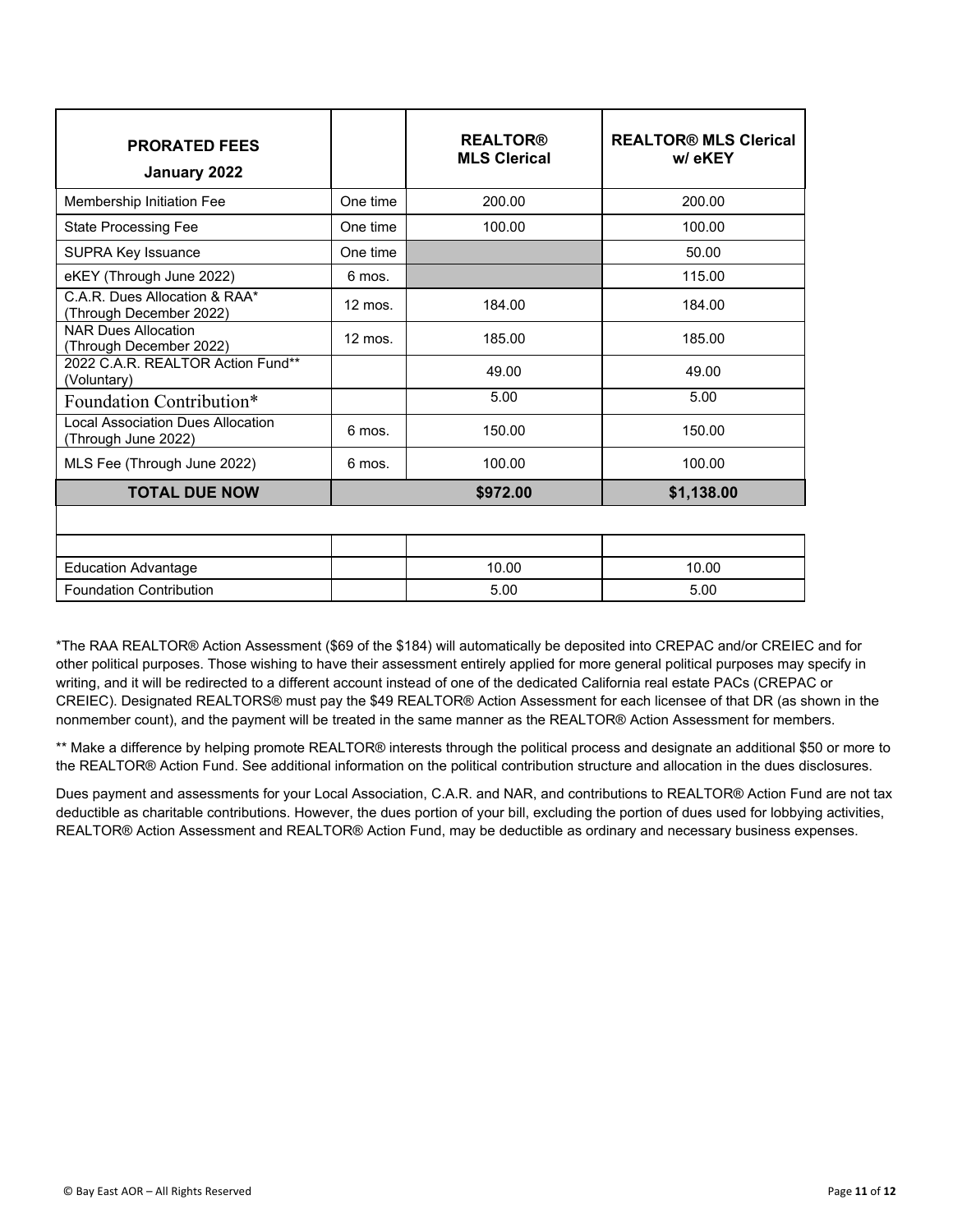| PRORATED FEES January 2022 | | REALTOR® MLS Clerical | REALTOR® MLS Clerical w/ eKEY |
|---|---|---|---|
| Membership Initiation Fee | One time | 200.00 | 200.00 |
| State Processing Fee | One time | 100.00 | 100.00 |
| SUPRA Key Issuance | One time | | 50.00 |
| eKEY (Through June 2022) | 6 mos. | | 115.00 |
| C.A.R. Dues Allocation & RAA* (Through December 2022) | 12 mos. | 184.00 | 184.00 |
| NAR Dues Allocation (Through December 2022) | 12 mos. | 185.00 | 185.00 |
| 2022 C.A.R. REALTOR Action Fund** (Voluntary) | | 49.00 | 49.00 |
| Foundation Contribution* | | 5.00 | 5.00 |
| Local Association Dues Allocation (Through June 2022) | 6 mos. | 150.00 | 150.00 |
| MLS Fee (Through June 2022) | 6 mos. | 100.00 | 100.00 |
| **TOTAL DUE NOW** | | **$972.00** | **$1,138.00** |
| | | | |
| | | | |
| Education Advantage | | 10.00 | 10.00 |
| Foundation Contribution | | 5.00 | 5.00 |

*The RAA REALTOR® Action Assessment ($69 of the $184) will automatically be deposited into CREPAC and/or CREIEC and for other political purposes. Those wishing to have their assessment entirely applied for more general political purposes may specify in writing, and it will be redirected to a different account instead of one of the dedicated California real estate PACs (CREPAC or CREIEC). Designated REALTORS® must pay the $49 REALTOR® Action Assessment for each licensee of that DR (as shown in the nonmember count), and the payment will be treated in the same manner as the REALTOR® Action Assessment for members.

** Make a difference by helping promote REALTOR® interests through the political process and designate an additional $50 or more to the REALTOR® Action Fund. See additional information on the political contribution structure and allocation in the dues disclosures.

Dues payment and assessments for your Local Association, C.A.R. and NAR, and contributions to REALTOR® Action Fund are not tax deductible as charitable contributions. However, the dues portion of your bill, excluding the portion of dues used for lobbying activities, REALTOR® Action Assessment and REALTOR® Action Fund, may be deductible as ordinary and necessary business expenses.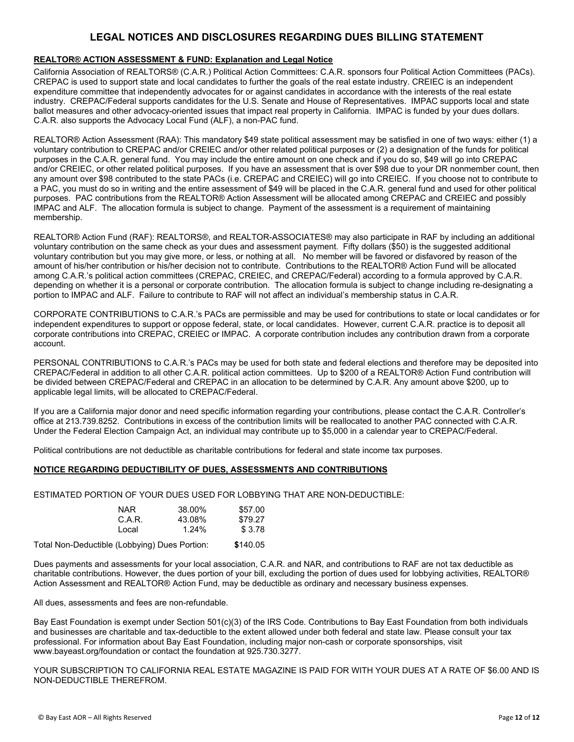# LEGAL NOTICES AND DISCLOSURES REGARDING DUES BILLING STATEMENT

**REALTOR® ACTION ASSESSMENT & FUND: Explanation and Legal Notice**

California Association of REALTORS® (C.A.R.) Political Action Committees: C.A.R. sponsors four Political Action Committees (PACs). CREPAC is used to support state and local candidates to further the goals of the real estate industry. CREIEC is an independent expenditure committee that independently advocates for or against candidates in accordance with the interests of the real estate industry. CREPAC/Federal supports candidates for the U.S. Senate and House of Representatives. IMPAC supports local and state ballot measures and other advocacy-oriented issues that impact real property in California. IMPAC is funded by your dues dollars. C.A.R. also supports the Advocacy Local Fund (ALF), a non-PAC fund.

REALTOR® Action Assessment (RAA): This mandatory $49 state political assessment may be satisfied in one of two ways: either (1) a voluntary contribution to CREPAC and/or CREIEC and/or other related political purposes or (2) a designation of the funds for political purposes in the C.A.R. general fund. You may include the entire amount on one check and if you do so, $49 will go into CREPAC and/or CREIEC, or other related political purposes. If you have an assessment that is over $98 due to your DR nonmember count, then any amount over $98 contributed to the state PACs (i.e. CREPAC and CREIEC) will go into CREIEC. If you choose not to contribute to a PAC, you must do so in writing and the entire assessment of $49 will be placed in the C.A.R. general fund and used for other political purposes. PAC contributions from the REALTOR® Action Assessment will be allocated among CREPAC and CREIEC and possibly IMPAC and ALF. The allocation formula is subject to change. Payment of the assessment is a requirement of maintaining membership.

REALTOR® Action Fund (RAF): REALTORS®, and REALTOR-ASSOCIATES® may also participate in RAF by including an additional voluntary contribution on the same check as your dues and assessment payment. Fifty dollars ($50) is the suggested additional voluntary contribution but you may give more, or less, or nothing at all. No member will be favored or disfavored by reason of the amount of his/her contribution or his/her decision not to contribute. Contributions to the REALTOR® Action Fund will be allocated among C.A.R.'s political action committees (CREPAC, CREIEC, and CREPAC/Federal) according to a formula approved by C.A.R. depending on whether it is a personal or corporate contribution. The allocation formula is subject to change including re-designating a portion to IMPAC and ALF. Failure to contribute to RAF will not affect an individual's membership status in C.A.R.

CORPORATE CONTRIBUTIONS to C.A.R.'s PACs are permissible and may be used for contributions to state or local candidates or for independent expenditures to support or oppose federal, state, or local candidates. However, current C.A.R. practice is to deposit all corporate contributions into CREPAC, CREIEC or IMPAC. A corporate contribution includes any contribution drawn from a corporate account.

PERSONAL CONTRIBUTIONS to C.A.R.'s PACs may be used for both state and federal elections and therefore may be deposited into CREPAC/Federal in addition to all other C.A.R. political action committees. Up to $200 of a REALTOR® Action Fund contribution will be divided between CREPAC/Federal and CREPAC in an allocation to be determined by C.A.R. Any amount above $200, up to applicable legal limits, will be allocated to CREPAC/Federal.

If you are a California major donor and need specific information regarding your contributions, please contact the C.A.R. Controller's office at 213.739.8252. Contributions in excess of the contribution limits will be reallocated to another PAC connected with C.A.R. Under the Federal Election Campaign Act, an individual may contribute up to $5,000 in a calendar year to CREPAC/Federal.

Political contributions are not deductible as charitable contributions for federal and state income tax purposes.

**NOTICE REGARDING DEDUCTIBILITY OF DUES, ASSESSMENTS AND CONTRIBUTIONS**

ESTIMATED PORTION OF YOUR DUES USED FOR LOBBYING THAT ARE NON-DEDUCTIBLE:

| | | |
|---|---|---|
| NAR | 38.00% | $57.00 |
| C.A.R. | 43.08% | $79.27 |
| Local | 1.24% | $ 3.78 |

Total Non-Deductible (Lobbying) Dues Portion: **$**140.05

Dues payments and assessments for your local association, C.A.R. and NAR, and contributions to RAF are not tax deductible as charitable contributions. However, the dues portion of your bill, excluding the portion of dues used for lobbying activities, REALTOR® Action Assessment and REALTOR® Action Fund, may be deductible as ordinary and necessary business expenses.

All dues, assessments and fees are non-refundable.

Bay East Foundation is exempt under Section 501(c)(3) of the IRS Code. Contributions to Bay East Foundation from both individuals and businesses are charitable and tax-deductible to the extent allowed under both federal and state law. Please consult your tax professional. For information about Bay East Foundation, including major non-cash or corporate sponsorships, visit www.bayeast.org/foundation or contact the foundation at 925.730.3277.

YOUR SUBSCRIPTION TO CALIFORNIA REAL ESTATE MAGAZINE IS PAID FOR WITH YOUR DUES AT A RATE OF $6.00 AND IS NON-DEDUCTIBLE THEREFROM.

© Bay East AOR – All Rights Reserved